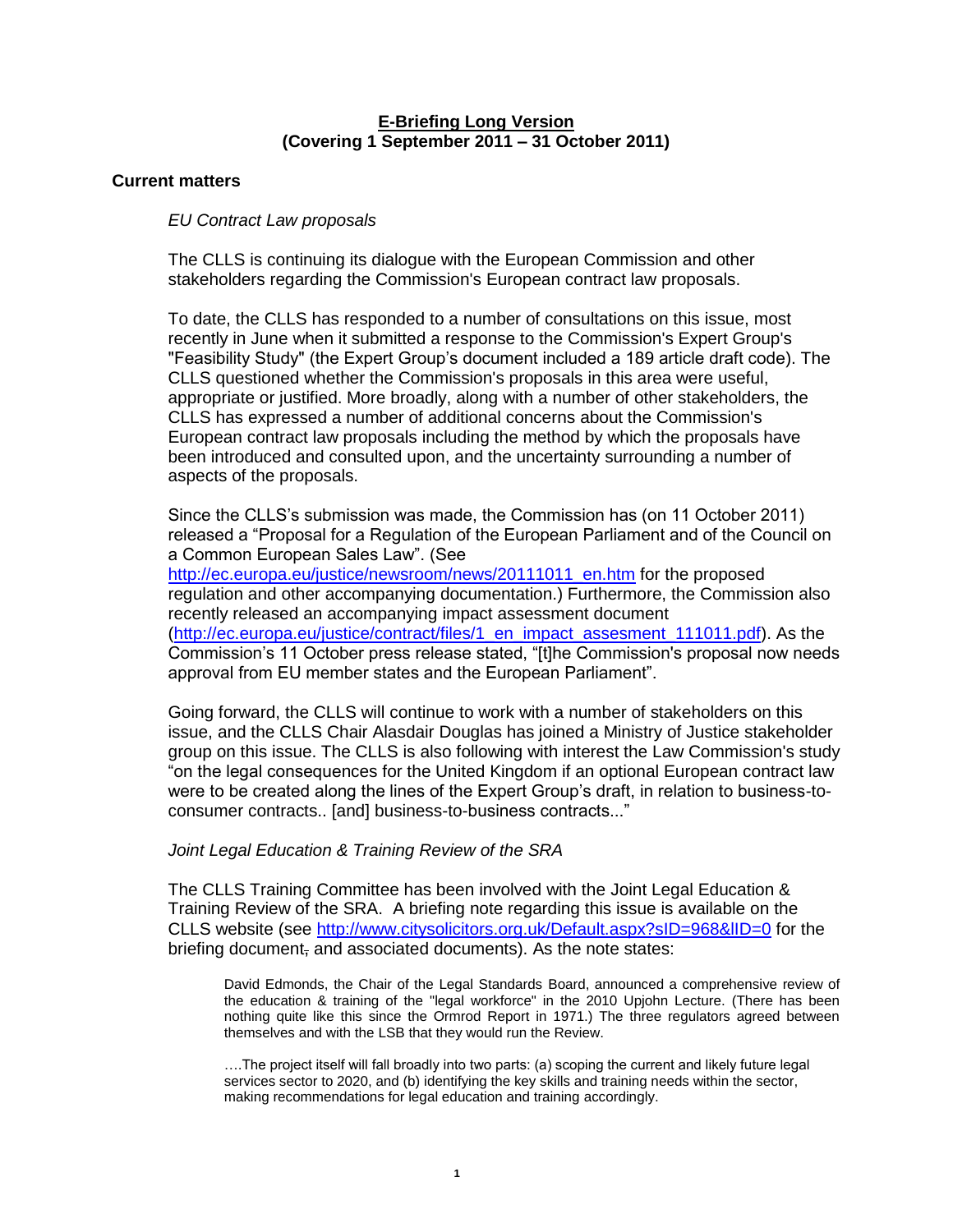**E-Briefing Long Version**
**(Covering 1 September 2011 – 31 October 2011)**

## Current matters

*EU Contract Law proposals*

The CLLS is continuing its dialogue with the European Commission and other stakeholders regarding the Commission's European contract law proposals.

To date, the CLLS has responded to a number of consultations on this issue, most recently in June when it submitted a response to the Commission's Expert Group's "Feasibility Study" (the Expert Group's document included a 189 article draft code). The CLLS questioned whether the Commission's proposals in this area were useful, appropriate or justified. More broadly, along with a number of other stakeholders, the CLLS has expressed a number of additional concerns about the Commission's European contract law proposals including the method by which the proposals have been introduced and consulted upon, and the uncertainty surrounding a number of aspects of the proposals.

Since the CLLS's submission was made, the Commission has (on 11 October 2011) released a "Proposal for a Regulation of the European Parliament and of the Council on a Common European Sales Law". (See http://ec.europa.eu/justice/newsroom/news/20111011_en.htm for the proposed regulation and other accompanying documentation.) Furthermore, the Commission also recently released an accompanying impact assessment document (http://ec.europa.eu/justice/contract/files/1_en_impact_assesment_111011.pdf). As the Commission's 11 October press release stated, "[t]he Commission's proposal now needs approval from EU member states and the European Parliament".

Going forward, the CLLS will continue to work with a number of stakeholders on this issue, and the CLLS Chair Alasdair Douglas has joined a Ministry of Justice stakeholder group on this issue. The CLLS is also following with interest the Law Commission's study "on the legal consequences for the United Kingdom if an optional European contract law were to be created along the lines of the Expert Group's draft, in relation to business-to-consumer contracts.. [and] business-to-business contracts..."

*Joint Legal Education & Training Review of the SRA*

The CLLS Training Committee has been involved with the Joint Legal Education & Training Review of the SRA. A briefing note regarding this issue is available on the CLLS website (see http://www.citysolicitors.org.uk/Default.aspx?sID=968&lID=0 for the briefing document, and associated documents). As the note states:

> David Edmonds, the Chair of the Legal Standards Board, announced a comprehensive review of the education & training of the "legal workforce" in the 2010 Upjohn Lecture. (There has been nothing quite like this since the Ormrod Report in 1971.) The three regulators agreed between themselves and with the LSB that they would run the Review.
>
> ….The project itself will fall broadly into two parts: (a) scoping the current and likely future legal services sector to 2020, and (b) identifying the key skills and training needs within the sector, making recommendations for legal education and training accordingly.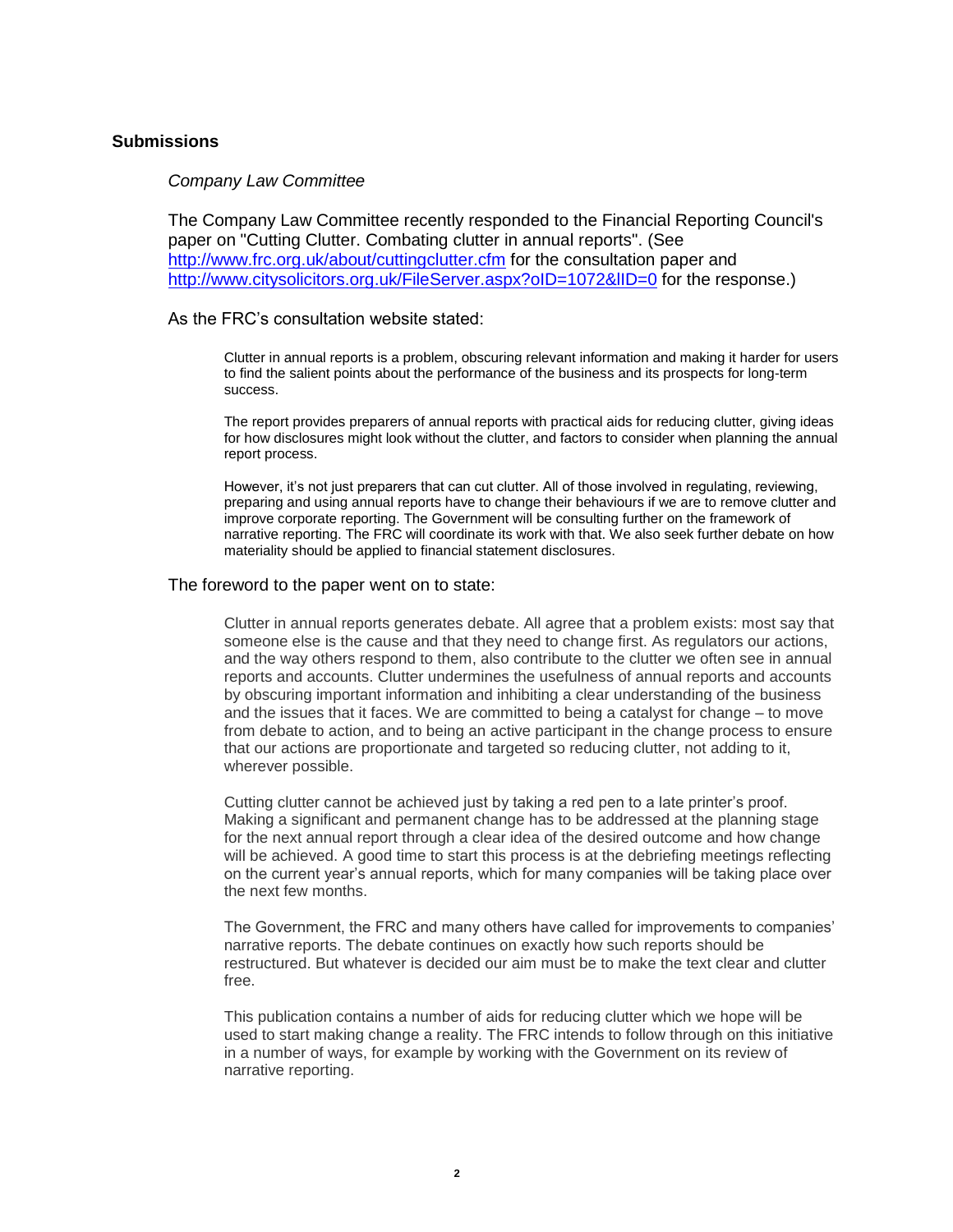## Submissions

*Company Law Committee*

The Company Law Committee recently responded to the Financial Reporting Council's paper on "Cutting Clutter. Combating clutter in annual reports". (See [http://www.frc.org.uk/about/cuttingclutter.cfm](http://www.frc.org.uk/about/cuttingclutter.cfm) for the consultation paper and [http://www.citysolicitors.org.uk/FileServer.aspx?oID=1072&lID=0](http://www.citysolicitors.org.uk/FileServer.aspx?oID=1072&lID=0) for the response.)

As the FRC's consultation website stated:

> Clutter in annual reports is a problem, obscuring relevant information and making it harder for users to find the salient points about the performance of the business and its prospects for long-term success.
>
> The report provides preparers of annual reports with practical aids for reducing clutter, giving ideas for how disclosures might look without the clutter, and factors to consider when planning the annual report process.
>
> However, it's not just preparers that can cut clutter. All of those involved in regulating, reviewing, preparing and using annual reports have to change their behaviours if we are to remove clutter and improve corporate reporting. The Government will be consulting further on the framework of narrative reporting. The FRC will coordinate its work with that. We also seek further debate on how materiality should be applied to financial statement disclosures.

The foreword to the paper went on to state:

> Clutter in annual reports generates debate. All agree that a problem exists: most say that someone else is the cause and that they need to change first. As regulators our actions, and the way others respond to them, also contribute to the clutter we often see in annual reports and accounts. Clutter undermines the usefulness of annual reports and accounts by obscuring important information and inhibiting a clear understanding of the business and the issues that it faces. We are committed to being a catalyst for change – to move from debate to action, and to being an active participant in the change process to ensure that our actions are proportionate and targeted so reducing clutter, not adding to it, wherever possible.
>
> Cutting clutter cannot be achieved just by taking a red pen to a late printer's proof. Making a significant and permanent change has to be addressed at the planning stage for the next annual report through a clear idea of the desired outcome and how change will be achieved. A good time to start this process is at the debriefing meetings reflecting on the current year's annual reports, which for many companies will be taking place over the next few months.
>
> The Government, the FRC and many others have called for improvements to companies' narrative reports. The debate continues on exactly how such reports should be restructured. But whatever is decided our aim must be to make the text clear and clutter free.
>
> This publication contains a number of aids for reducing clutter which we hope will be used to start making change a reality. The FRC intends to follow through on this initiative in a number of ways, for example by working with the Government on its review of narrative reporting.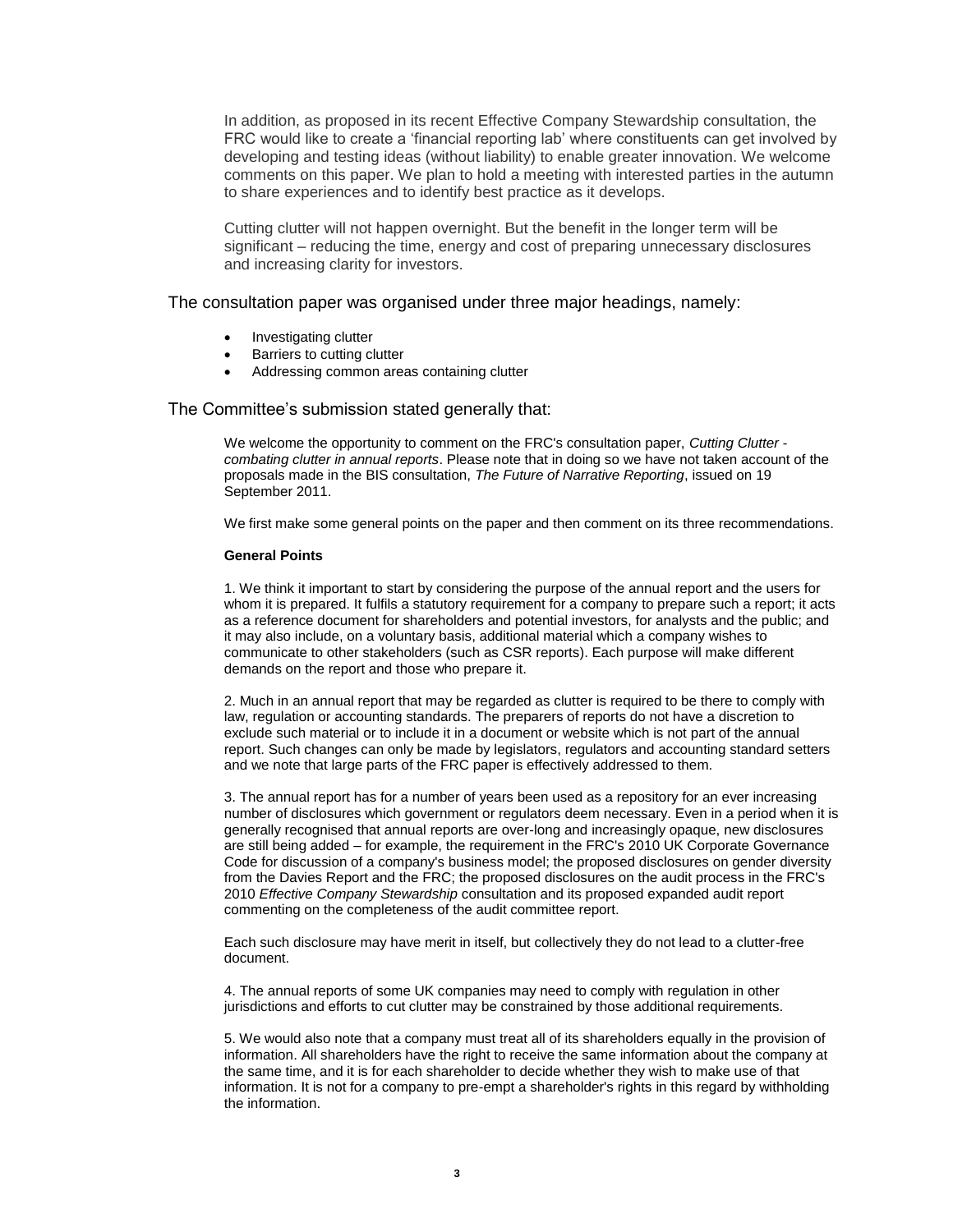In addition, as proposed in its recent Effective Company Stewardship consultation, the FRC would like to create a 'financial reporting lab' where constituents can get involved by developing and testing ideas (without liability) to enable greater innovation. We welcome comments on this paper. We plan to hold a meeting with interested parties in the autumn to share experiences and to identify best practice as it develops.

Cutting clutter will not happen overnight. But the benefit in the longer term will be significant – reducing the time, energy and cost of preparing unnecessary disclosures and increasing clarity for investors.

The consultation paper was organised under three major headings, namely:

- Investigating clutter
- Barriers to cutting clutter
- Addressing common areas containing clutter

The Committee's submission stated generally that:

We welcome the opportunity to comment on the FRC's consultation paper, *Cutting Clutter - combating clutter in annual reports*. Please note that in doing so we have not taken account of the proposals made in the BIS consultation, *The Future of Narrative Reporting*, issued on 19 September 2011.

We first make some general points on the paper and then comment on its three recommendations.

**General Points**

1. We think it important to start by considering the purpose of the annual report and the users for whom it is prepared. It fulfils a statutory requirement for a company to prepare such a report; it acts as a reference document for shareholders and potential investors, for analysts and the public; and it may also include, on a voluntary basis, additional material which a company wishes to communicate to other stakeholders (such as CSR reports). Each purpose will make different demands on the report and those who prepare it.

2. Much in an annual report that may be regarded as clutter is required to be there to comply with law, regulation or accounting standards. The preparers of reports do not have a discretion to exclude such material or to include it in a document or website which is not part of the annual report. Such changes can only be made by legislators, regulators and accounting standard setters and we note that large parts of the FRC paper is effectively addressed to them.

3. The annual report has for a number of years been used as a repository for an ever increasing number of disclosures which government or regulators deem necessary. Even in a period when it is generally recognised that annual reports are over-long and increasingly opaque, new disclosures are still being added – for example, the requirement in the FRC's 2010 UK Corporate Governance Code for discussion of a company's business model; the proposed disclosures on gender diversity from the Davies Report and the FRC; the proposed disclosures on the audit process in the FRC's 2010 *Effective Company Stewardship* consultation and its proposed expanded audit report commenting on the completeness of the audit committee report.

Each such disclosure may have merit in itself, but collectively they do not lead to a clutter-free document.

4. The annual reports of some UK companies may need to comply with regulation in other jurisdictions and efforts to cut clutter may be constrained by those additional requirements.

5. We would also note that a company must treat all of its shareholders equally in the provision of information. All shareholders have the right to receive the same information about the company at the same time, and it is for each shareholder to decide whether they wish to make use of that information. It is not for a company to pre-empt a shareholder's rights in this regard by withholding the information.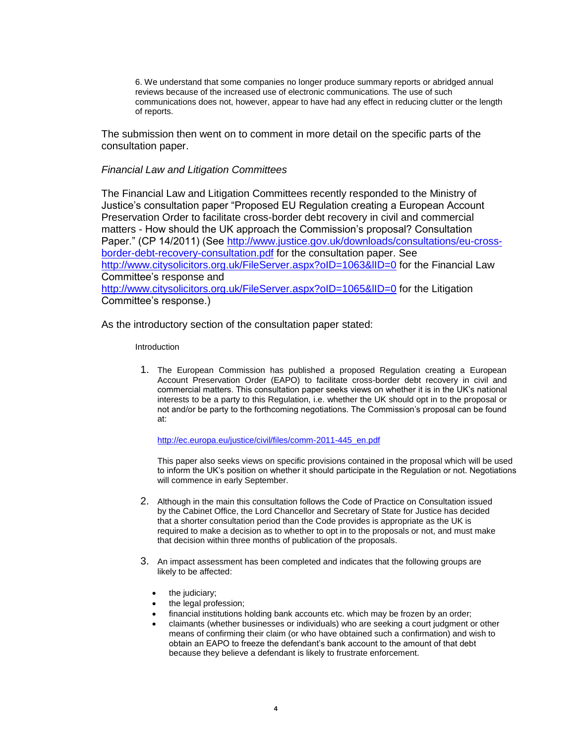6. We understand that some companies no longer produce summary reports or abridged annual reviews because of the increased use of electronic communications. The use of such communications does not, however, appear to have had any effect in reducing clutter or the length of reports.

The submission then went on to comment in more detail on the specific parts of the consultation paper.

*Financial Law and Litigation Committees*

The Financial Law and Litigation Committees recently responded to the Ministry of Justice's consultation paper "Proposed EU Regulation creating a European Account Preservation Order to facilitate cross-border debt recovery in civil and commercial matters - How should the UK approach the Commission's proposal? Consultation Paper." (CP 14/2011) (See http://www.justice.gov.uk/downloads/consultations/eu-cross-border-debt-recovery-consultation.pdf for the consultation paper. See http://www.citysolicitors.org.uk/FileServer.aspx?oID=1063&lID=0 for the Financial Law Committee's response and http://www.citysolicitors.org.uk/FileServer.aspx?oID=1065&lID=0 for the Litigation Committee's response.)

As the introductory section of the consultation paper stated:

Introduction

1. The European Commission has published a proposed Regulation creating a European Account Preservation Order (EAPO) to facilitate cross-border debt recovery in civil and commercial matters. This consultation paper seeks views on whether it is in the UK's national interests to be a party to this Regulation, i.e. whether the UK should opt in to the proposal or not and/or be party to the forthcoming negotiations. The Commission's proposal can be found at:

   http://ec.europa.eu/justice/civil/files/comm-2011-445_en.pdf

   This paper also seeks views on specific provisions contained in the proposal which will be used to inform the UK's position on whether it should participate in the Regulation or not. Negotiations will commence in early September.

2. Although in the main this consultation follows the Code of Practice on Consultation issued by the Cabinet Office, the Lord Chancellor and Secretary of State for Justice has decided that a shorter consultation period than the Code provides is appropriate as the UK is required to make a decision as to whether to opt in to the proposals or not, and must make that decision within three months of publication of the proposals.

3. An impact assessment has been completed and indicates that the following groups are likely to be affected:

   - the judiciary;
   - the legal profession;
   - financial institutions holding bank accounts etc. which may be frozen by an order;
   - claimants (whether businesses or individuals) who are seeking a court judgment or other means of confirming their claim (or who have obtained such a confirmation) and wish to obtain an EAPO to freeze the defendant's bank account to the amount of that debt because they believe a defendant is likely to frustrate enforcement.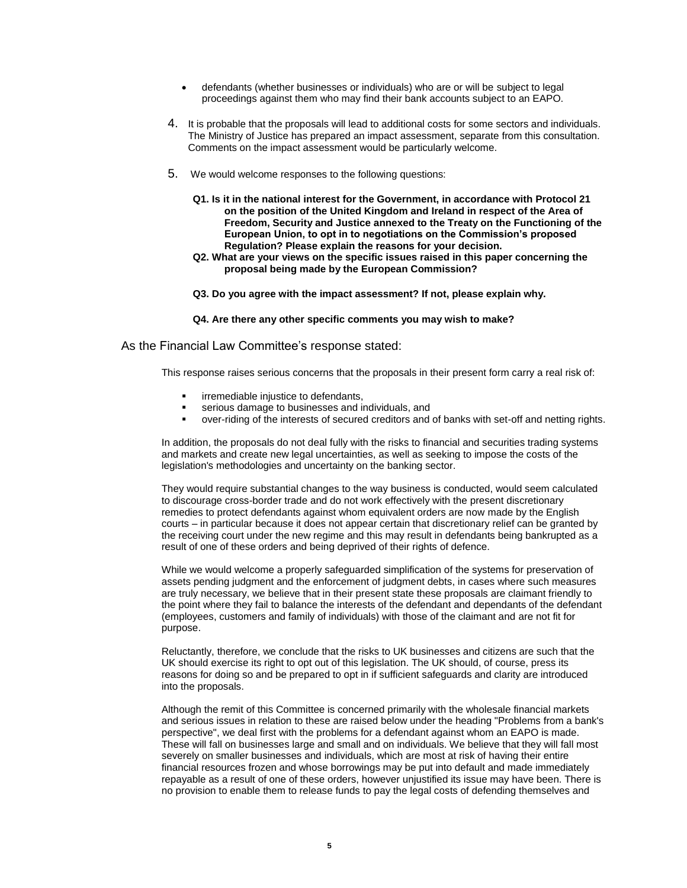- defendants (whether businesses or individuals) who are or will be subject to legal proceedings against them who may find their bank accounts subject to an EAPO.

4. It is probable that the proposals will lead to additional costs for some sectors and individuals. The Ministry of Justice has prepared an impact assessment, separate from this consultation. Comments on the impact assessment would be particularly welcome.

5. We would welcome responses to the following questions:

   **Q1. Is it in the national interest for the Government, in accordance with Protocol 21 on the position of the United Kingdom and Ireland in respect of the Area of Freedom, Security and Justice annexed to the Treaty on the Functioning of the European Union, to opt in to negotiations on the Commission's proposed Regulation? Please explain the reasons for your decision.**

   **Q2. What are your views on the specific issues raised in this paper concerning the proposal being made by the European Commission?**

   **Q3. Do you agree with the impact assessment? If not, please explain why.**

   **Q4. Are there any other specific comments you may wish to make?**

As the Financial Law Committee's response stated:

> This response raises serious concerns that the proposals in their present form carry a real risk of:
>
> - irremediable injustice to defendants,
> - serious damage to businesses and individuals, and
> - over-riding of the interests of secured creditors and of banks with set-off and netting rights.
>
> In addition, the proposals do not deal fully with the risks to financial and securities trading systems and markets and create new legal uncertainties, as well as seeking to impose the costs of the legislation's methodologies and uncertainty on the banking sector.
>
> They would require substantial changes to the way business is conducted, would seem calculated to discourage cross-border trade and do not work effectively with the present discretionary remedies to protect defendants against whom equivalent orders are now made by the English courts – in particular because it does not appear certain that discretionary relief can be granted by the receiving court under the new regime and this may result in defendants being bankrupted as a result of one of these orders and being deprived of their rights of defence.
>
> While we would welcome a properly safeguarded simplification of the systems for preservation of assets pending judgment and the enforcement of judgment debts, in cases where such measures are truly necessary, we believe that in their present state these proposals are claimant friendly to the point where they fail to balance the interests of the defendant and dependants of the defendant (employees, customers and family of individuals) with those of the claimant and are not fit for purpose.
>
> Reluctantly, therefore, we conclude that the risks to UK businesses and citizens are such that the UK should exercise its right to opt out of this legislation. The UK should, of course, press its reasons for doing so and be prepared to opt in if sufficient safeguards and clarity are introduced into the proposals.
>
> Although the remit of this Committee is concerned primarily with the wholesale financial markets and serious issues in relation to these are raised below under the heading "Problems from a bank's perspective", we deal first with the problems for a defendant against whom an EAPO is made. These will fall on businesses large and small and on individuals. We believe that they will fall most severely on smaller businesses and individuals, which are most at risk of having their entire financial resources frozen and whose borrowings may be put into default and made immediately repayable as a result of one of these orders, however unjustified its issue may have been. There is no provision to enable them to release funds to pay the legal costs of defending themselves and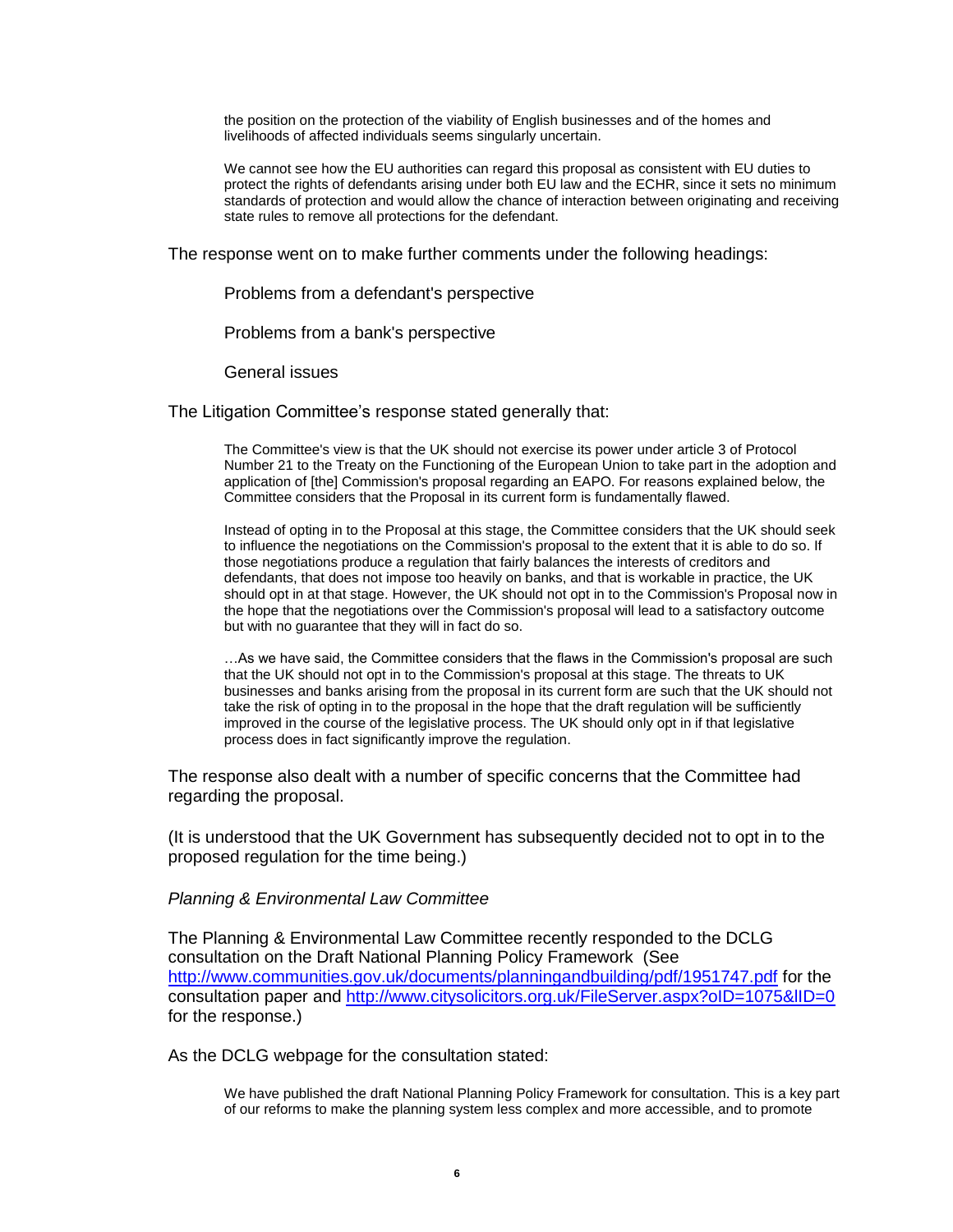> the position on the protection of the viability of English businesses and of the homes and livelihoods of affected individuals seems singularly uncertain.
>
> We cannot see how the EU authorities can regard this proposal as consistent with EU duties to protect the rights of defendants arising under both EU law and the ECHR, since it sets no minimum standards of protection and would allow the chance of interaction between originating and receiving state rules to remove all protections for the defendant.

The response went on to make further comments under the following headings:

> Problems from a defendant's perspective
>
> Problems from a bank's perspective
>
> General issues

The Litigation Committee's response stated generally that:

> The Committee's view is that the UK should not exercise its power under article 3 of Protocol Number 21 to the Treaty on the Functioning of the European Union to take part in the adoption and application of [the] Commission's proposal regarding an EAPO. For reasons explained below, the Committee considers that the Proposal in its current form is fundamentally flawed.
>
> Instead of opting in to the Proposal at this stage, the Committee considers that the UK should seek to influence the negotiations on the Commission's proposal to the extent that it is able to do so. If those negotiations produce a regulation that fairly balances the interests of creditors and defendants, that does not impose too heavily on banks, and that is workable in practice, the UK should opt in at that stage. However, the UK should not opt in to the Commission's Proposal now in the hope that the negotiations over the Commission's proposal will lead to a satisfactory outcome but with no guarantee that they will in fact do so.
>
> …As we have said, the Committee considers that the flaws in the Commission's proposal are such that the UK should not opt in to the Commission's proposal at this stage. The threats to UK businesses and banks arising from the proposal in its current form are such that the UK should not take the risk of opting in to the proposal in the hope that the draft regulation will be sufficiently improved in the course of the legislative process. The UK should only opt in if that legislative process does in fact significantly improve the regulation.

The response also dealt with a number of specific concerns that the Committee had regarding the proposal.

(It is understood that the UK Government has subsequently decided not to opt in to the proposed regulation for the time being.)

*Planning & Environmental Law Committee*

The Planning & Environmental Law Committee recently responded to the DCLG consultation on the Draft National Planning Policy Framework (See http://www.communities.gov.uk/documents/planningandbuilding/pdf/1951747.pdf for the consultation paper and http://www.citysolicitors.org.uk/FileServer.aspx?oID=1075&lID=0 for the response.)

As the DCLG webpage for the consultation stated:

> We have published the draft National Planning Policy Framework for consultation. This is a key part of our reforms to make the planning system less complex and more accessible, and to promote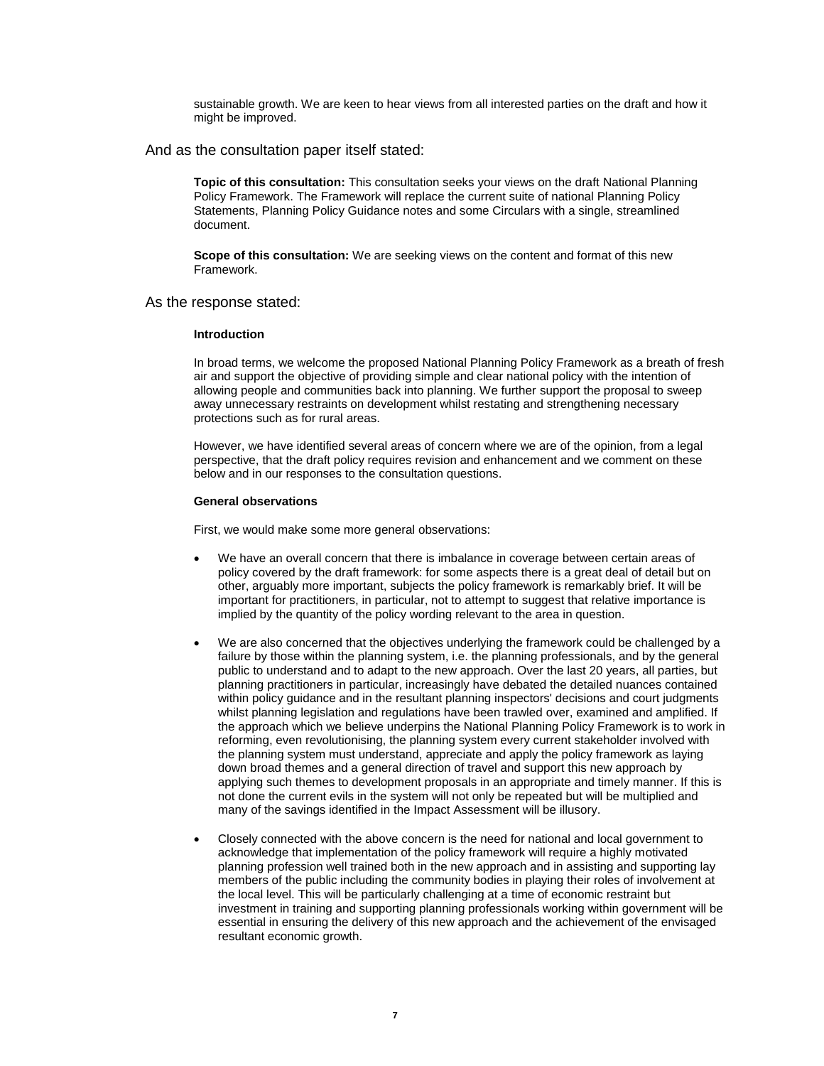> sustainable growth. We are keen to hear views from all interested parties on the draft and how it might be improved.

And as the consultation paper itself stated:

> **Topic of this consultation:** This consultation seeks your views on the draft National Planning Policy Framework. The Framework will replace the current suite of national Planning Policy Statements, Planning Policy Guidance notes and some Circulars with a single, streamlined document.
>
> **Scope of this consultation:** We are seeking views on the content and format of this new Framework.

As the response stated:

> **Introduction**
>
> In broad terms, we welcome the proposed National Planning Policy Framework as a breath of fresh air and support the objective of providing simple and clear national policy with the intention of allowing people and communities back into planning. We further support the proposal to sweep away unnecessary restraints on development whilst restating and strengthening necessary protections such as for rural areas.
>
> However, we have identified several areas of concern where we are of the opinion, from a legal perspective, that the draft policy requires revision and enhancement and we comment on these below and in our responses to the consultation questions.
>
> **General observations**
>
> First, we would make some more general observations:
>
> - We have an overall concern that there is imbalance in coverage between certain areas of policy covered by the draft framework: for some aspects there is a great deal of detail but on other, arguably more important, subjects the policy framework is remarkably brief. It will be important for practitioners, in particular, not to attempt to suggest that relative importance is implied by the quantity of the policy wording relevant to the area in question.
> - We are also concerned that the objectives underlying the framework could be challenged by a failure by those within the planning system, i.e. the planning professionals, and by the general public to understand and to adapt to the new approach. Over the last 20 years, all parties, but planning practitioners in particular, increasingly have debated the detailed nuances contained within policy guidance and in the resultant planning inspectors' decisions and court judgments whilst planning legislation and regulations have been trawled over, examined and amplified. If the approach which we believe underpins the National Planning Policy Framework is to work in reforming, even revolutionising, the planning system every current stakeholder involved with the planning system must understand, appreciate and apply the policy framework as laying down broad themes and a general direction of travel and support this new approach by applying such themes to development proposals in an appropriate and timely manner. If this is not done the current evils in the system will not only be repeated but will be multiplied and many of the savings identified in the Impact Assessment will be illusory.
> - Closely connected with the above concern is the need for national and local government to acknowledge that implementation of the policy framework will require a highly motivated planning profession well trained both in the new approach and in assisting and supporting lay members of the public including the community bodies in playing their roles of involvement at the local level. This will be particularly challenging at a time of economic restraint but investment in training and supporting planning professionals working within government will be essential in ensuring the delivery of this new approach and the achievement of the envisaged resultant economic growth.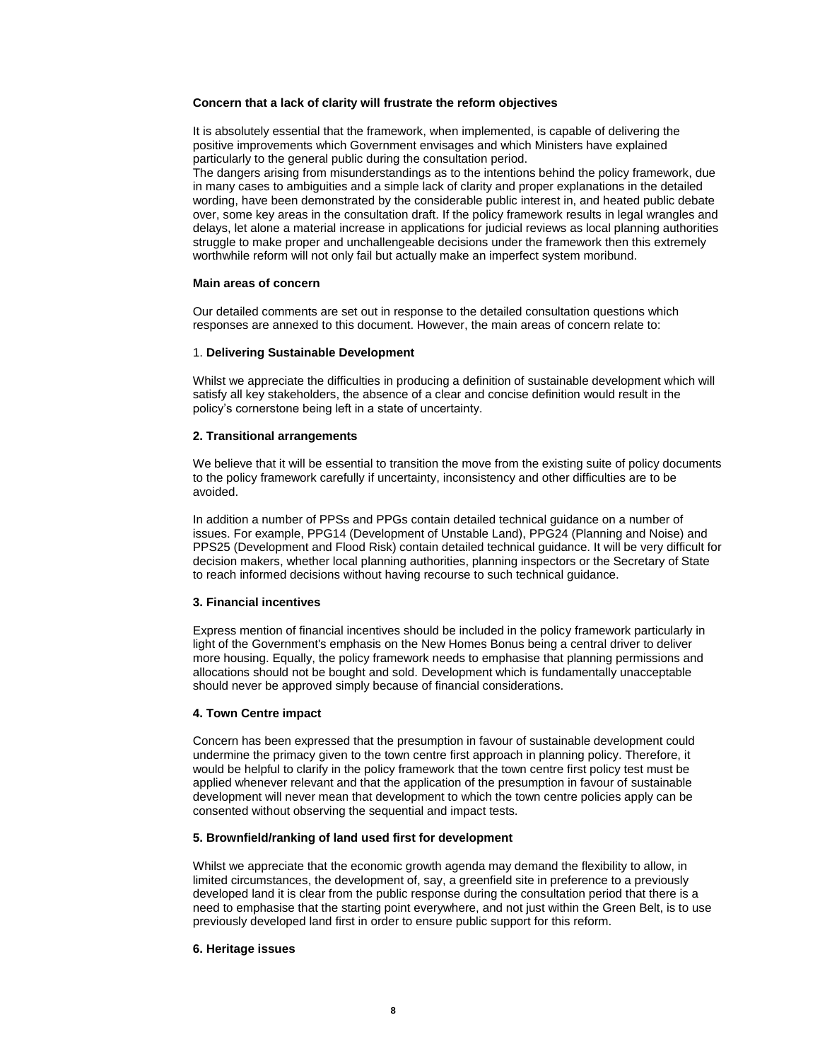**Concern that a lack of clarity will frustrate the reform objectives**

It is absolutely essential that the framework, when implemented, is capable of delivering the positive improvements which Government envisages and which Ministers have explained particularly to the general public during the consultation period.
The dangers arising from misunderstandings as to the intentions behind the policy framework, due in many cases to ambiguities and a simple lack of clarity and proper explanations in the detailed wording, have been demonstrated by the considerable public interest in, and heated public debate over, some key areas in the consultation draft. If the policy framework results in legal wrangles and delays, let alone a material increase in applications for judicial reviews as local planning authorities struggle to make proper and unchallengeable decisions under the framework then this extremely worthwhile reform will not only fail but actually make an imperfect system moribund.

**Main areas of concern**

Our detailed comments are set out in response to the detailed consultation questions which responses are annexed to this document. However, the main areas of concern relate to:

1. **Delivering Sustainable Development**

Whilst we appreciate the difficulties in producing a definition of sustainable development which will satisfy all key stakeholders, the absence of a clear and concise definition would result in the policy's cornerstone being left in a state of uncertainty.

**2. Transitional arrangements**

We believe that it will be essential to transition the move from the existing suite of policy documents to the policy framework carefully if uncertainty, inconsistency and other difficulties are to be avoided.

In addition a number of PPSs and PPGs contain detailed technical guidance on a number of issues. For example, PPG14 (Development of Unstable Land), PPG24 (Planning and Noise) and PPS25 (Development and Flood Risk) contain detailed technical guidance. It will be very difficult for decision makers, whether local planning authorities, planning inspectors or the Secretary of State to reach informed decisions without having recourse to such technical guidance.

**3. Financial incentives**

Express mention of financial incentives should be included in the policy framework particularly in light of the Government's emphasis on the New Homes Bonus being a central driver to deliver more housing. Equally, the policy framework needs to emphasise that planning permissions and allocations should not be bought and sold. Development which is fundamentally unacceptable should never be approved simply because of financial considerations.

**4. Town Centre impact**

Concern has been expressed that the presumption in favour of sustainable development could undermine the primacy given to the town centre first approach in planning policy. Therefore, it would be helpful to clarify in the policy framework that the town centre first policy test must be applied whenever relevant and that the application of the presumption in favour of sustainable development will never mean that development to which the town centre policies apply can be consented without observing the sequential and impact tests.

**5. Brownfield/ranking of land used first for development**

Whilst we appreciate that the economic growth agenda may demand the flexibility to allow, in limited circumstances, the development of, say, a greenfield site in preference to a previously developed land it is clear from the public response during the consultation period that there is a need to emphasise that the starting point everywhere, and not just within the Green Belt, is to use previously developed land first in order to ensure public support for this reform.

**6. Heritage issues**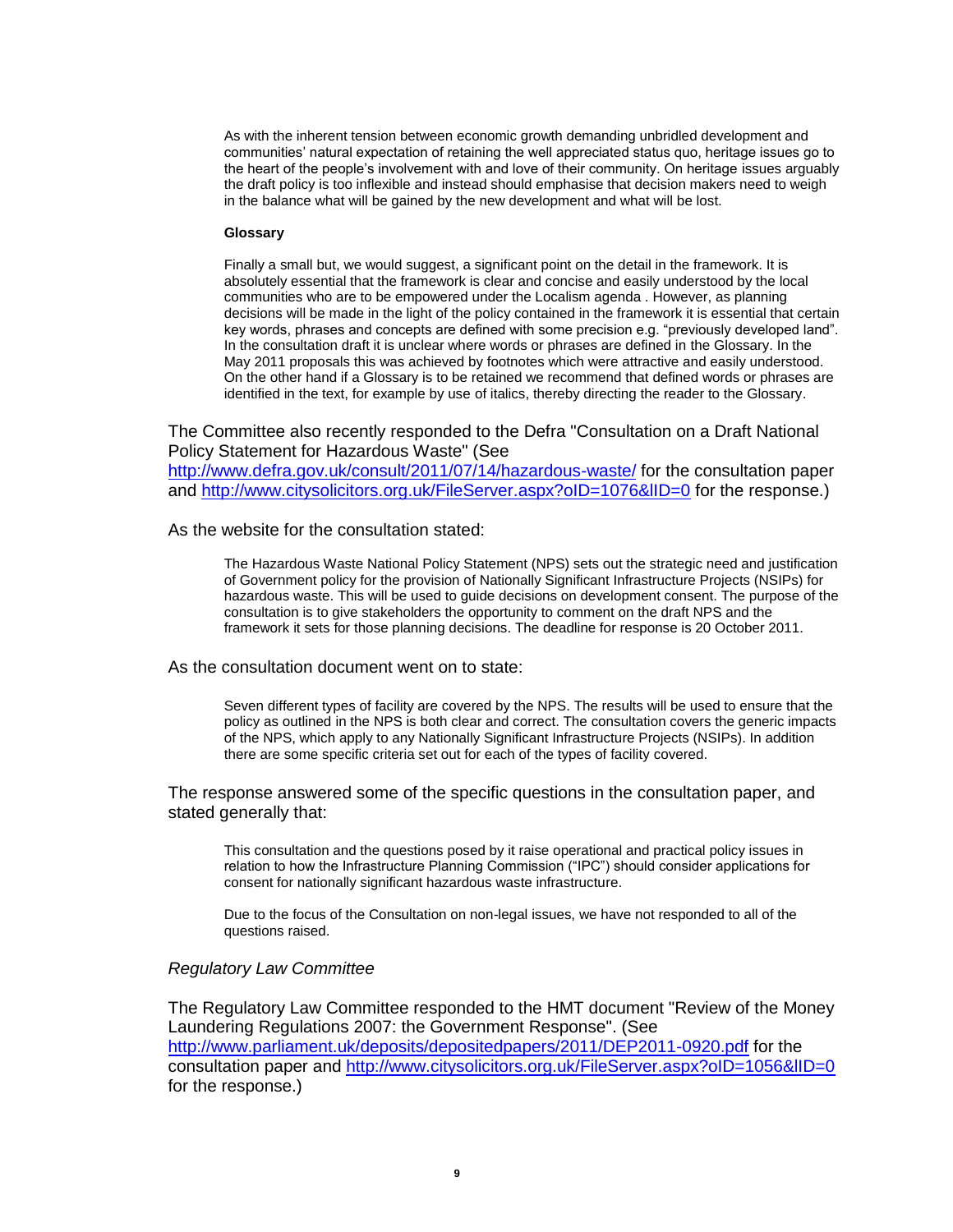> As with the inherent tension between economic growth demanding unbridled development and communities' natural expectation of retaining the well appreciated status quo, heritage issues go to the heart of the people's involvement with and love of their community. On heritage issues arguably the draft policy is too inflexible and instead should emphasise that decision makers need to weigh in the balance what will be gained by the new development and what will be lost.
>
> **Glossary**
>
> Finally a small but, we would suggest, a significant point on the detail in the framework. It is absolutely essential that the framework is clear and concise and easily understood by the local communities who are to be empowered under the Localism agenda . However, as planning decisions will be made in the light of the policy contained in the framework it is essential that certain key words, phrases and concepts are defined with some precision e.g. "previously developed land". In the consultation draft it is unclear where words or phrases are defined in the Glossary. In the May 2011 proposals this was achieved by footnotes which were attractive and easily understood. On the other hand if a Glossary is to be retained we recommend that defined words or phrases are identified in the text, for example by use of italics, thereby directing the reader to the Glossary.

The Committee also recently responded to the Defra "Consultation on a Draft National Policy Statement for Hazardous Waste" (See http://www.defra.gov.uk/consult/2011/07/14/hazardous-waste/ for the consultation paper and http://www.citysolicitors.org.uk/FileServer.aspx?oID=1076&lID=0 for the response.)

As the website for the consultation stated:

> The Hazardous Waste National Policy Statement (NPS) sets out the strategic need and justification of Government policy for the provision of Nationally Significant Infrastructure Projects (NSIPs) for hazardous waste. This will be used to guide decisions on development consent. The purpose of the consultation is to give stakeholders the opportunity to comment on the draft NPS and the framework it sets for those planning decisions. The deadline for response is 20 October 2011.

As the consultation document went on to state:

> Seven different types of facility are covered by the NPS. The results will be used to ensure that the policy as outlined in the NPS is both clear and correct. The consultation covers the generic impacts of the NPS, which apply to any Nationally Significant Infrastructure Projects (NSIPs). In addition there are some specific criteria set out for each of the types of facility covered.

The response answered some of the specific questions in the consultation paper, and stated generally that:

> This consultation and the questions posed by it raise operational and practical policy issues in relation to how the Infrastructure Planning Commission ("IPC") should consider applications for consent for nationally significant hazardous waste infrastructure.
>
> Due to the focus of the Consultation on non-legal issues, we have not responded to all of the questions raised.

*Regulatory Law Committee*

The Regulatory Law Committee responded to the HMT document "Review of the Money Laundering Regulations 2007: the Government Response". (See http://www.parliament.uk/deposits/depositedpapers/2011/DEP2011-0920.pdf for the consultation paper and http://www.citysolicitors.org.uk/FileServer.aspx?oID=1056&lID=0 for the response.)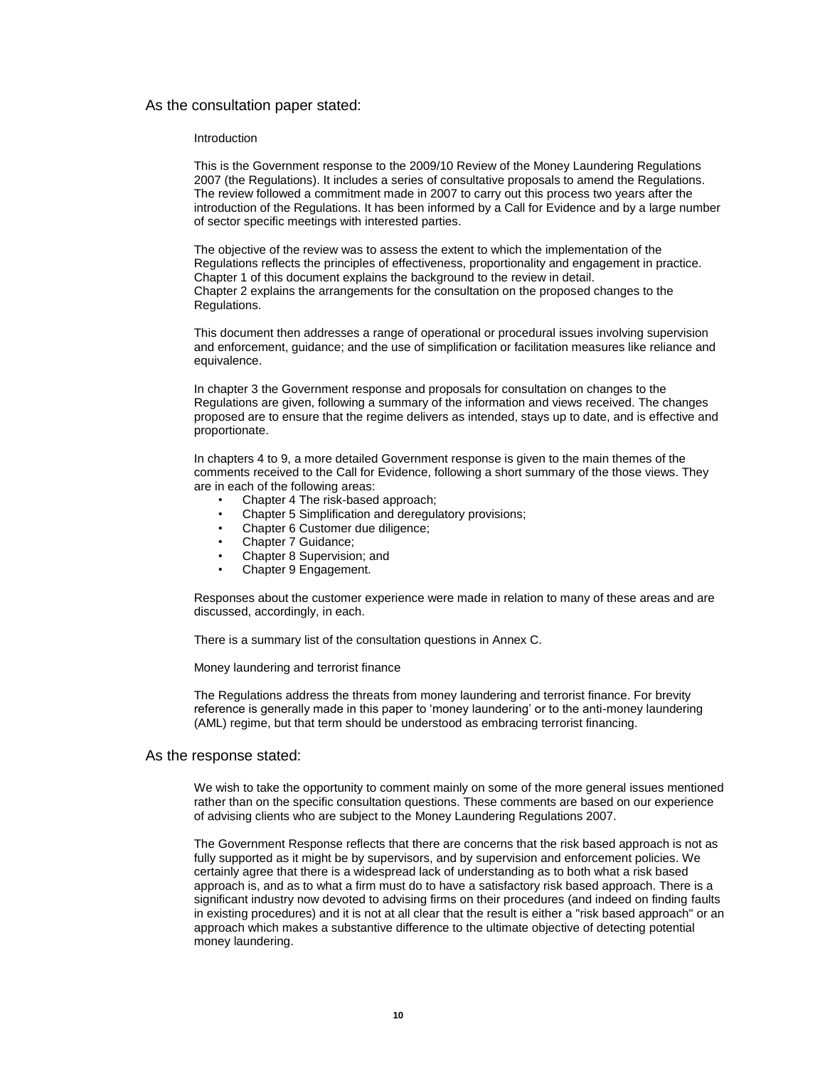As the consultation paper stated:

> Introduction
>
> This is the Government response to the 2009/10 Review of the Money Laundering Regulations 2007 (the Regulations). It includes a series of consultative proposals to amend the Regulations. The review followed a commitment made in 2007 to carry out this process two years after the introduction of the Regulations. It has been informed by a Call for Evidence and by a large number of sector specific meetings with interested parties.
>
> The objective of the review was to assess the extent to which the implementation of the Regulations reflects the principles of effectiveness, proportionality and engagement in practice. Chapter 1 of this document explains the background to the review in detail.
> Chapter 2 explains the arrangements for the consultation on the proposed changes to the Regulations.
>
> This document then addresses a range of operational or procedural issues involving supervision and enforcement, guidance; and the use of simplification or facilitation measures like reliance and equivalence.
>
> In chapter 3 the Government response and proposals for consultation on changes to the Regulations are given, following a summary of the information and views received. The changes proposed are to ensure that the regime delivers as intended, stays up to date, and is effective and proportionate.
>
> In chapters 4 to 9, a more detailed Government response is given to the main themes of the comments received to the Call for Evidence, following a short summary of the those views. They are in each of the following areas:
>
> - Chapter 4 The risk-based approach;
> - Chapter 5 Simplification and deregulatory provisions;
> - Chapter 6 Customer due diligence;
> - Chapter 7 Guidance;
> - Chapter 8 Supervision; and
> - Chapter 9 Engagement.
>
> Responses about the customer experience were made in relation to many of these areas and are discussed, accordingly, in each.
>
> There is a summary list of the consultation questions in Annex C.
>
> Money laundering and terrorist finance
>
> The Regulations address the threats from money laundering and terrorist finance. For brevity reference is generally made in this paper to 'money laundering' or to the anti-money laundering (AML) regime, but that term should be understood as embracing terrorist financing.

As the response stated:

> We wish to take the opportunity to comment mainly on some of the more general issues mentioned rather than on the specific consultation questions. These comments are based on our experience of advising clients who are subject to the Money Laundering Regulations 2007.
>
> The Government Response reflects that there are concerns that the risk based approach is not as fully supported as it might be by supervisors, and by supervision and enforcement policies. We certainly agree that there is a widespread lack of understanding as to both what a risk based approach is, and as to what a firm must do to have a satisfactory risk based approach. There is a significant industry now devoted to advising firms on their procedures (and indeed on finding faults in existing procedures) and it is not at all clear that the result is either a "risk based approach" or an approach which makes a substantive difference to the ultimate objective of detecting potential money laundering.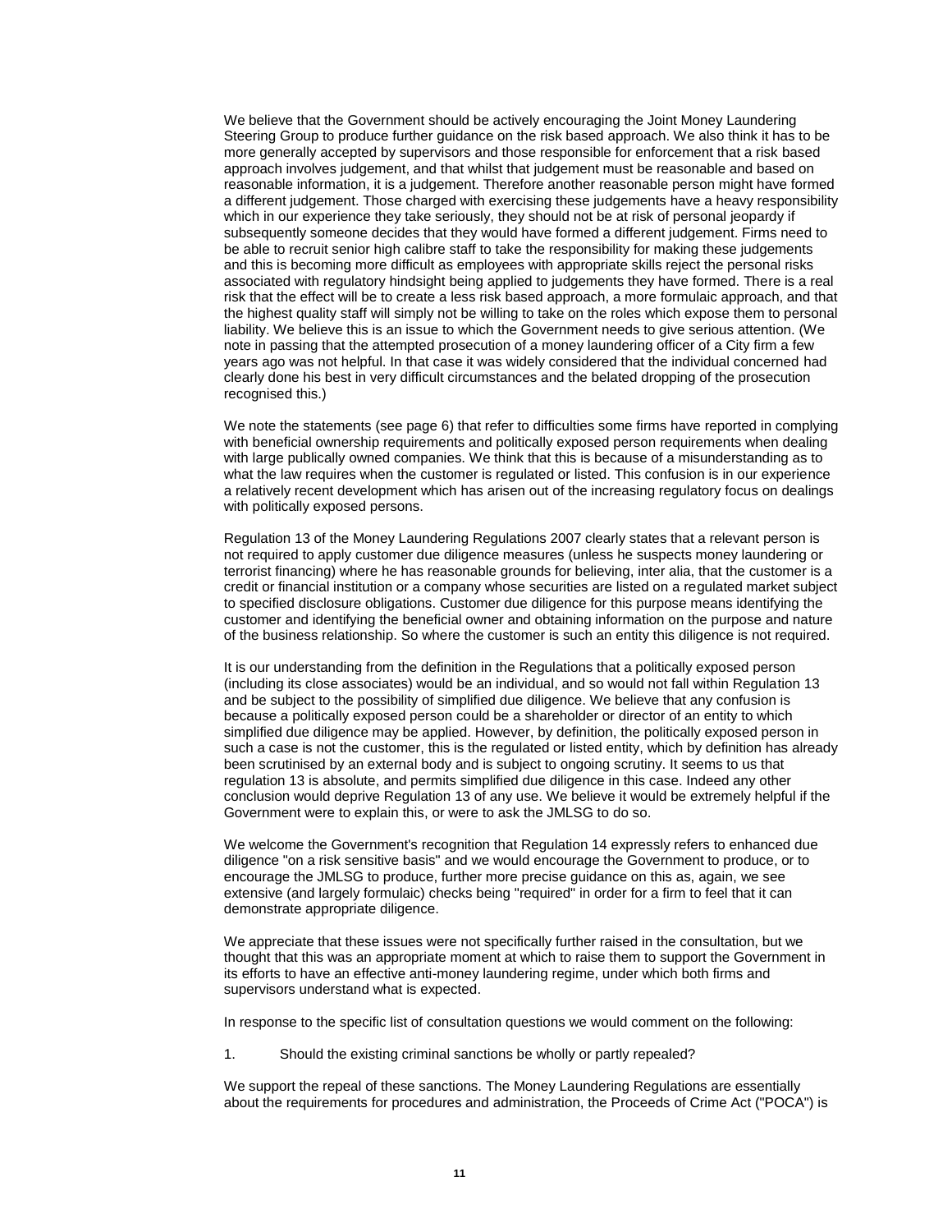We believe that the Government should be actively encouraging the Joint Money Laundering Steering Group to produce further guidance on the risk based approach. We also think it has to be more generally accepted by supervisors and those responsible for enforcement that a risk based approach involves judgement, and that whilst that judgement must be reasonable and based on reasonable information, it is a judgement. Therefore another reasonable person might have formed a different judgement. Those charged with exercising these judgements have a heavy responsibility which in our experience they take seriously, they should not be at risk of personal jeopardy if subsequently someone decides that they would have formed a different judgement. Firms need to be able to recruit senior high calibre staff to take the responsibility for making these judgements and this is becoming more difficult as employees with appropriate skills reject the personal risks associated with regulatory hindsight being applied to judgements they have formed. There is a real risk that the effect will be to create a less risk based approach, a more formulaic approach, and that the highest quality staff will simply not be willing to take on the roles which expose them to personal liability. We believe this is an issue to which the Government needs to give serious attention. (We note in passing that the attempted prosecution of a money laundering officer of a City firm a few years ago was not helpful. In that case it was widely considered that the individual concerned had clearly done his best in very difficult circumstances and the belated dropping of the prosecution recognised this.)

We note the statements (see page 6) that refer to difficulties some firms have reported in complying with beneficial ownership requirements and politically exposed person requirements when dealing with large publically owned companies. We think that this is because of a misunderstanding as to what the law requires when the customer is regulated or listed. This confusion is in our experience a relatively recent development which has arisen out of the increasing regulatory focus on dealings with politically exposed persons.

Regulation 13 of the Money Laundering Regulations 2007 clearly states that a relevant person is not required to apply customer due diligence measures (unless he suspects money laundering or terrorist financing) where he has reasonable grounds for believing, inter alia, that the customer is a credit or financial institution or a company whose securities are listed on a regulated market subject to specified disclosure obligations. Customer due diligence for this purpose means identifying the customer and identifying the beneficial owner and obtaining information on the purpose and nature of the business relationship. So where the customer is such an entity this diligence is not required.

It is our understanding from the definition in the Regulations that a politically exposed person (including its close associates) would be an individual, and so would not fall within Regulation 13 and be subject to the possibility of simplified due diligence. We believe that any confusion is because a politically exposed person could be a shareholder or director of an entity to which simplified due diligence may be applied. However, by definition, the politically exposed person in such a case is not the customer, this is the regulated or listed entity, which by definition has already been scrutinised by an external body and is subject to ongoing scrutiny. It seems to us that regulation 13 is absolute, and permits simplified due diligence in this case. Indeed any other conclusion would deprive Regulation 13 of any use. We believe it would be extremely helpful if the Government were to explain this, or were to ask the JMLSG to do so.

We welcome the Government's recognition that Regulation 14 expressly refers to enhanced due diligence "on a risk sensitive basis" and we would encourage the Government to produce, or to encourage the JMLSG to produce, further more precise guidance on this as, again, we see extensive (and largely formulaic) checks being "required" in order for a firm to feel that it can demonstrate appropriate diligence.

We appreciate that these issues were not specifically further raised in the consultation, but we thought that this was an appropriate moment at which to raise them to support the Government in its efforts to have an effective anti-money laundering regime, under which both firms and supervisors understand what is expected.

In response to the specific list of consultation questions we would comment on the following:

1. Should the existing criminal sanctions be wholly or partly repealed?

We support the repeal of these sanctions. The Money Laundering Regulations are essentially about the requirements for procedures and administration, the Proceeds of Crime Act ("POCA") is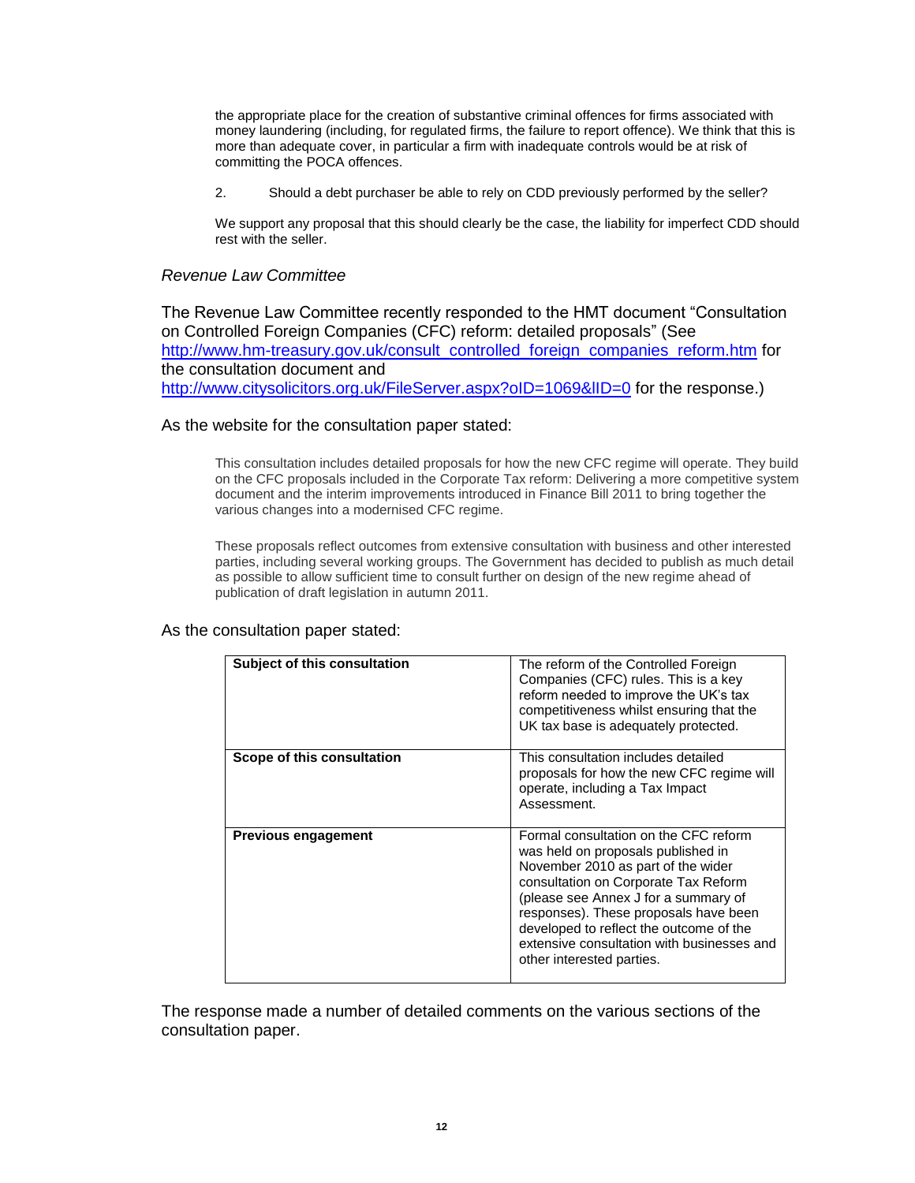the appropriate place for the creation of substantive criminal offences for firms associated with money laundering (including, for regulated firms, the failure to report offence). We think that this is more than adequate cover, in particular a firm with inadequate controls would be at risk of committing the POCA offences.

2. Should a debt purchaser be able to rely on CDD previously performed by the seller?

We support any proposal that this should clearly be the case, the liability for imperfect CDD should rest with the seller.

*Revenue Law Committee*

The Revenue Law Committee recently responded to the HMT document "Consultation on Controlled Foreign Companies (CFC) reform: detailed proposals" (See http://www.hm-treasury.gov.uk/consult_controlled_foreign_companies_reform.htm for the consultation document and http://www.citysolicitors.org.uk/FileServer.aspx?oID=1069&lID=0 for the response.)

As the website for the consultation paper stated:

> This consultation includes detailed proposals for how the new CFC regime will operate. They build on the CFC proposals included in the Corporate Tax reform: Delivering a more competitive system document and the interim improvements introduced in Finance Bill 2011 to bring together the various changes into a modernised CFC regime.
>
> These proposals reflect outcomes from extensive consultation with business and other interested parties, including several working groups. The Government has decided to publish as much detail as possible to allow sufficient time to consult further on design of the new regime ahead of publication of draft legislation in autumn 2011.

As the consultation paper stated:

| | |
|---|---|
| **Subject of this consultation** | The reform of the Controlled Foreign Companies (CFC) rules. This is a key reform needed to improve the UK's tax competitiveness whilst ensuring that the UK tax base is adequately protected. |
| **Scope of this consultation** | This consultation includes detailed proposals for how the new CFC regime will operate, including a Tax Impact Assessment. |
| **Previous engagement** | Formal consultation on the CFC reform was held on proposals published in November 2010 as part of the wider consultation on Corporate Tax Reform (please see Annex J for a summary of responses). These proposals have been developed to reflect the outcome of the extensive consultation with businesses and other interested parties. |

The response made a number of detailed comments on the various sections of the consultation paper.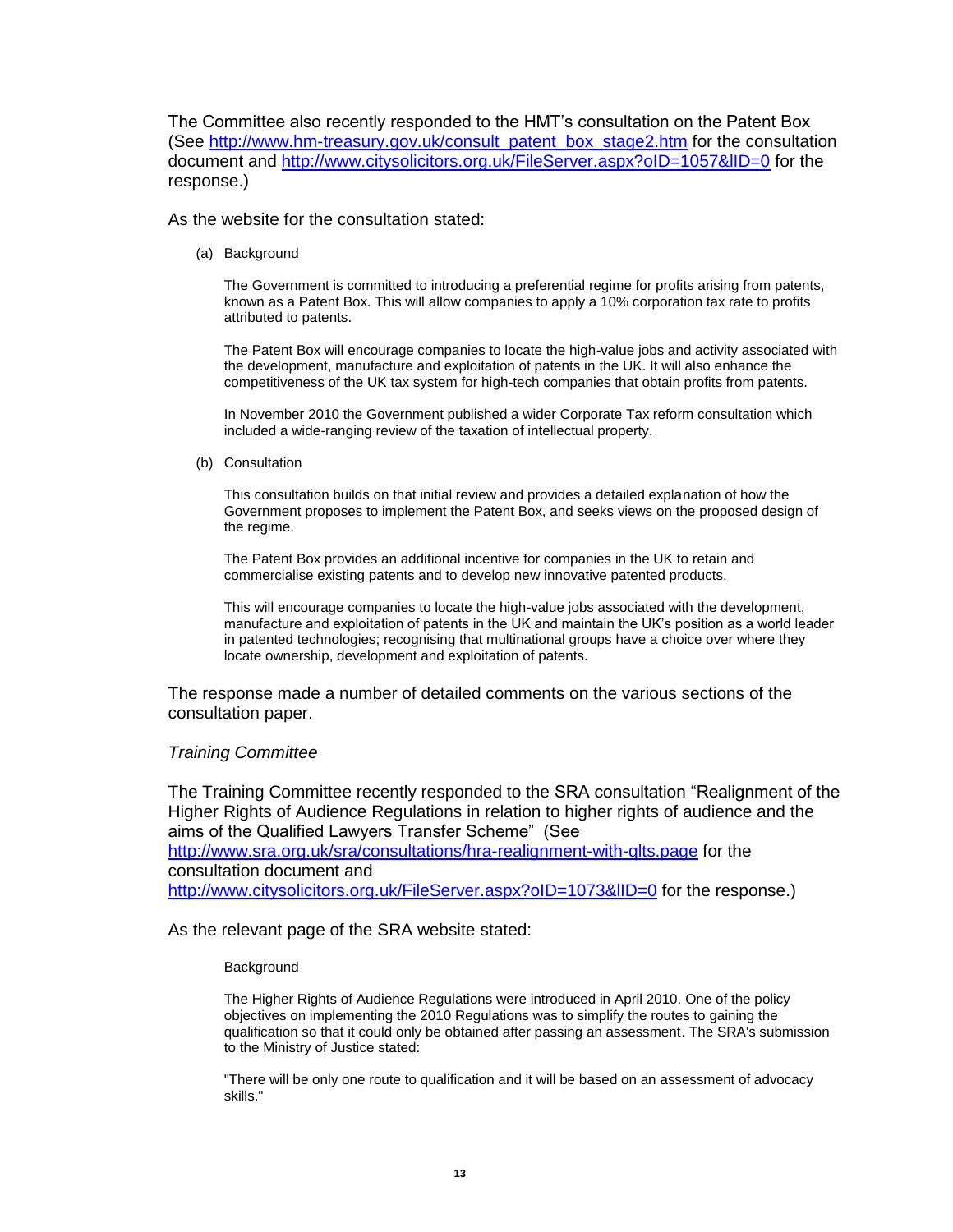The Committee also recently responded to the HMT's consultation on the Patent Box (See http://www.hm-treasury.gov.uk/consult_patent_box_stage2.htm for the consultation document and http://www.citysolicitors.org.uk/FileServer.aspx?oID=1057&lID=0 for the response.)

As the website for the consultation stated:

(a) Background

> The Government is committed to introducing a preferential regime for profits arising from patents, known as a Patent Box. This will allow companies to apply a 10% corporation tax rate to profits attributed to patents.
>
> The Patent Box will encourage companies to locate the high-value jobs and activity associated with the development, manufacture and exploitation of patents in the UK. It will also enhance the competitiveness of the UK tax system for high-tech companies that obtain profits from patents.
>
> In November 2010 the Government published a wider Corporate Tax reform consultation which included a wide-ranging review of the taxation of intellectual property.

(b) Consultation

> This consultation builds on that initial review and provides a detailed explanation of how the Government proposes to implement the Patent Box, and seeks views on the proposed design of the regime.
>
> The Patent Box provides an additional incentive for companies in the UK to retain and commercialise existing patents and to develop new innovative patented products.
>
> This will encourage companies to locate the high-value jobs associated with the development, manufacture and exploitation of patents in the UK and maintain the UK's position as a world leader in patented technologies; recognising that multinational groups have a choice over where they locate ownership, development and exploitation of patents.

The response made a number of detailed comments on the various sections of the consultation paper.

*Training Committee*

The Training Committee recently responded to the SRA consultation "Realignment of the Higher Rights of Audience Regulations in relation to higher rights of audience and the aims of the Qualified Lawyers Transfer Scheme" (See http://www.sra.org.uk/sra/consultations/hra-realignment-with-qlts.page for the consultation document and http://www.citysolicitors.org.uk/FileServer.aspx?oID=1073&lID=0 for the response.)

As the relevant page of the SRA website stated:

> Background
>
> The Higher Rights of Audience Regulations were introduced in April 2010. One of the policy objectives on implementing the 2010 Regulations was to simplify the routes to gaining the qualification so that it could only be obtained after passing an assessment. The SRA's submission to the Ministry of Justice stated:
>
> "There will be only one route to qualification and it will be based on an assessment of advocacy skills."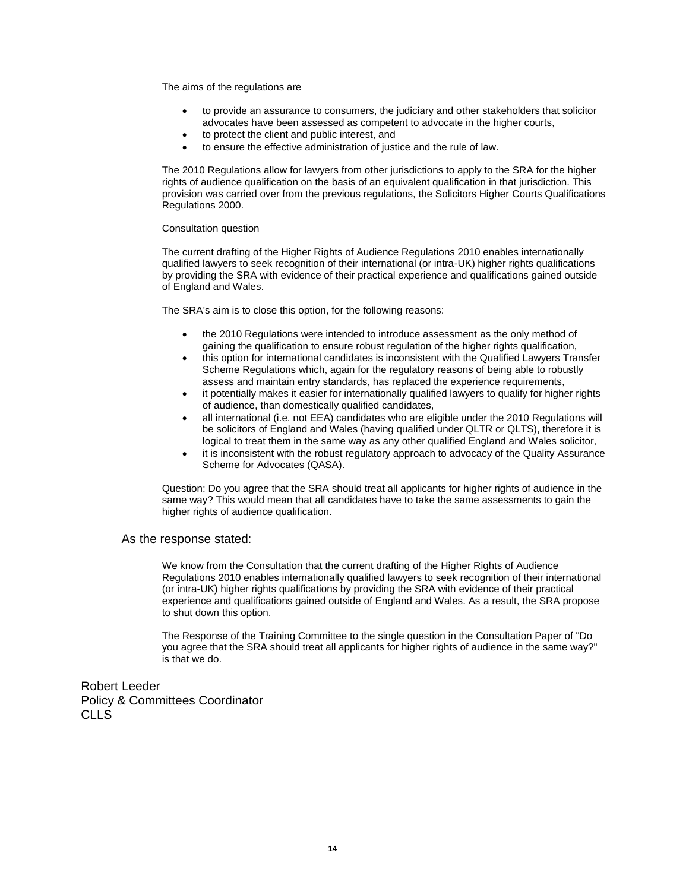The aims of the regulations are

- to provide an assurance to consumers, the judiciary and other stakeholders that solicitor advocates have been assessed as competent to advocate in the higher courts,
- to protect the client and public interest, and
- to ensure the effective administration of justice and the rule of law.

The 2010 Regulations allow for lawyers from other jurisdictions to apply to the SRA for the higher rights of audience qualification on the basis of an equivalent qualification in that jurisdiction. This provision was carried over from the previous regulations, the Solicitors Higher Courts Qualifications Regulations 2000.

Consultation question

The current drafting of the Higher Rights of Audience Regulations 2010 enables internationally qualified lawyers to seek recognition of their international (or intra-UK) higher rights qualifications by providing the SRA with evidence of their practical experience and qualifications gained outside of England and Wales.

The SRA's aim is to close this option, for the following reasons:

- the 2010 Regulations were intended to introduce assessment as the only method of gaining the qualification to ensure robust regulation of the higher rights qualification,
- this option for international candidates is inconsistent with the Qualified Lawyers Transfer Scheme Regulations which, again for the regulatory reasons of being able to robustly assess and maintain entry standards, has replaced the experience requirements,
- it potentially makes it easier for internationally qualified lawyers to qualify for higher rights of audience, than domestically qualified candidates,
- all international (i.e. not EEA) candidates who are eligible under the 2010 Regulations will be solicitors of England and Wales (having qualified under QLTR or QLTS), therefore it is logical to treat them in the same way as any other qualified England and Wales solicitor,
- it is inconsistent with the robust regulatory approach to advocacy of the Quality Assurance Scheme for Advocates (QASA).

Question: Do you agree that the SRA should treat all applicants for higher rights of audience in the same way? This would mean that all candidates have to take the same assessments to gain the higher rights of audience qualification.

As the response stated:

We know from the Consultation that the current drafting of the Higher Rights of Audience Regulations 2010 enables internationally qualified lawyers to seek recognition of their international (or intra-UK) higher rights qualifications by providing the SRA with evidence of their practical experience and qualifications gained outside of England and Wales. As a result, the SRA propose to shut down this option.

The Response of the Training Committee to the single question in the Consultation Paper of "Do you agree that the SRA should treat all applicants for higher rights of audience in the same way?" is that we do.

Robert Leeder
Policy & Committees Coordinator
CLLS